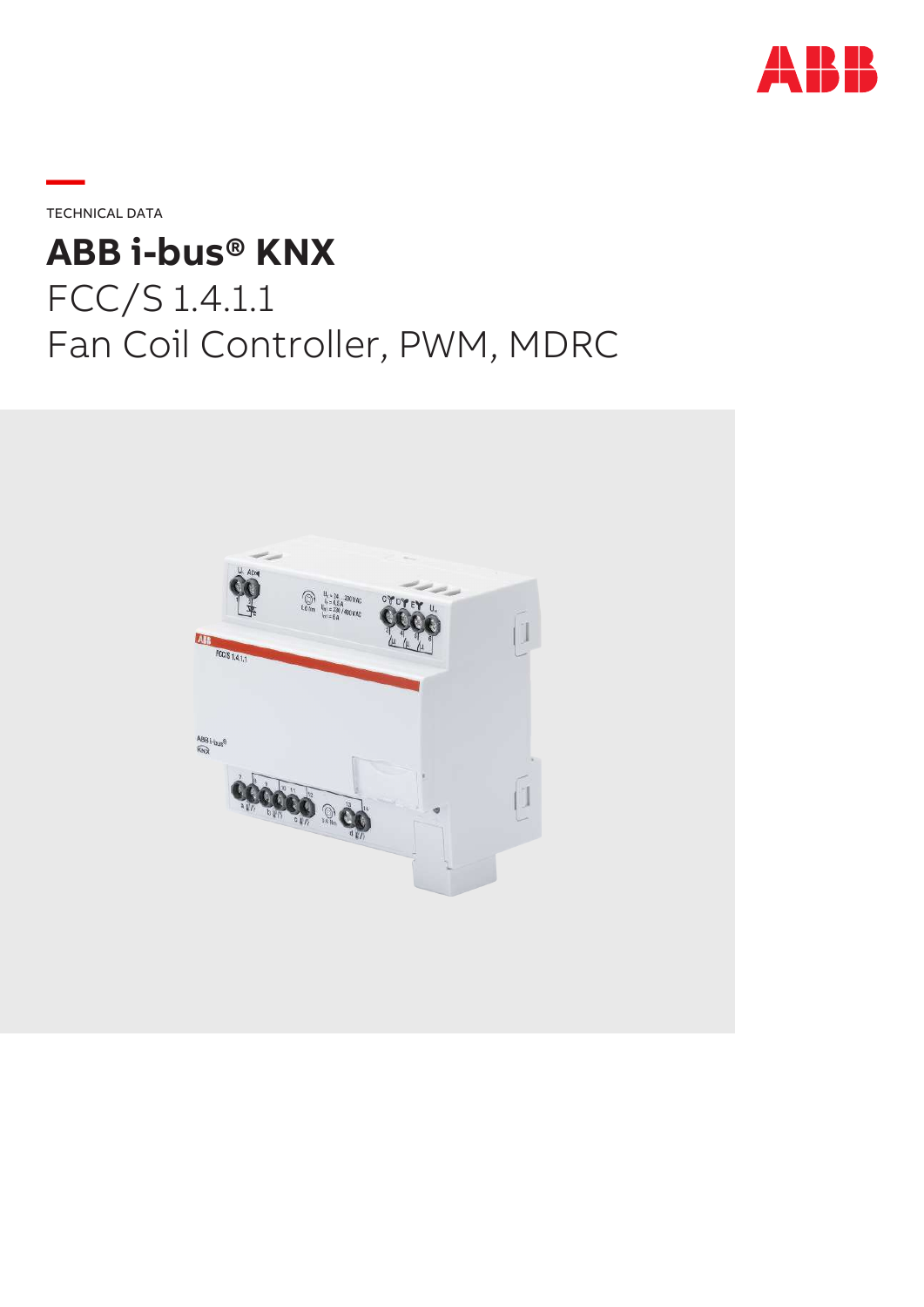TECHNICAL DATA

# ABB i-bus® KNX

## FCC/S 1.4.1.1
## Fan Coil Controller, PWM, MDRC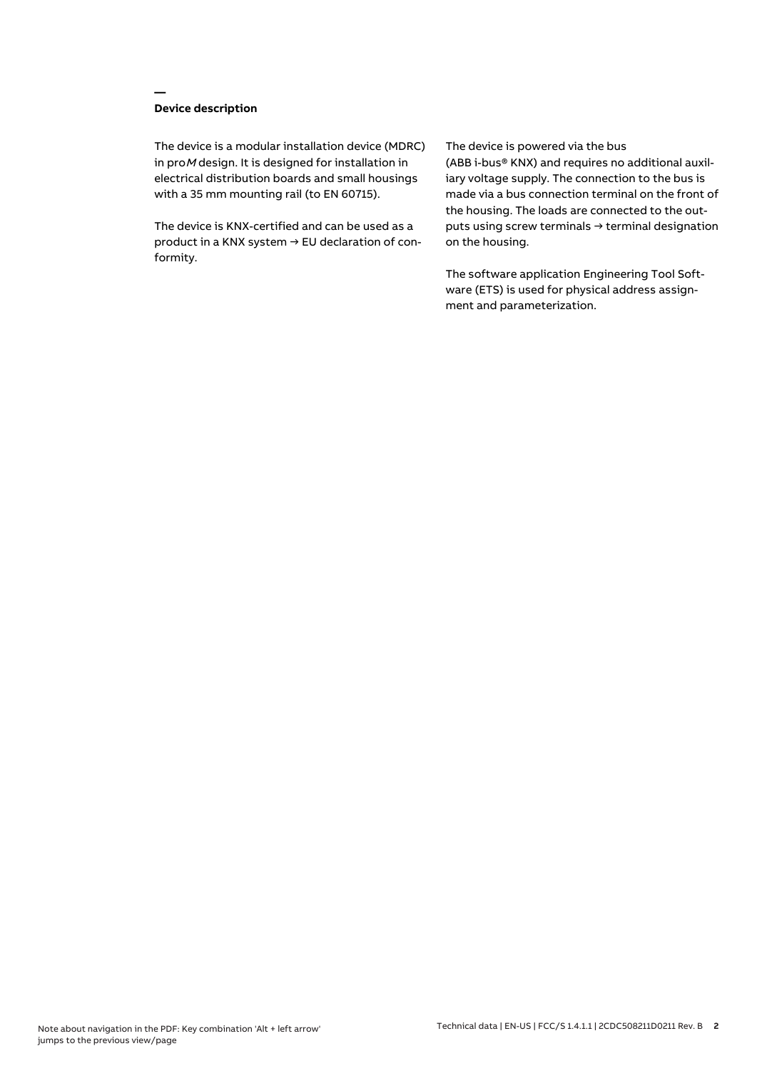## Device description

The device is a modular installation device (MDRC) in pro*M* design. It is designed for installation in electrical distribution boards and small housings with a 35 mm mounting rail (to EN 60715).

The device is KNX-certified and can be used as a product in a KNX system → EU declaration of conformity.

The device is powered via the bus (ABB i-bus® KNX) and requires no additional auxiliary voltage supply. The connection to the bus is made via a bus connection terminal on the front of the housing. The loads are connected to the outputs using screw terminals → terminal designation on the housing.

The software application Engineering Tool Software (ETS) is used for physical address assignment and parameterization.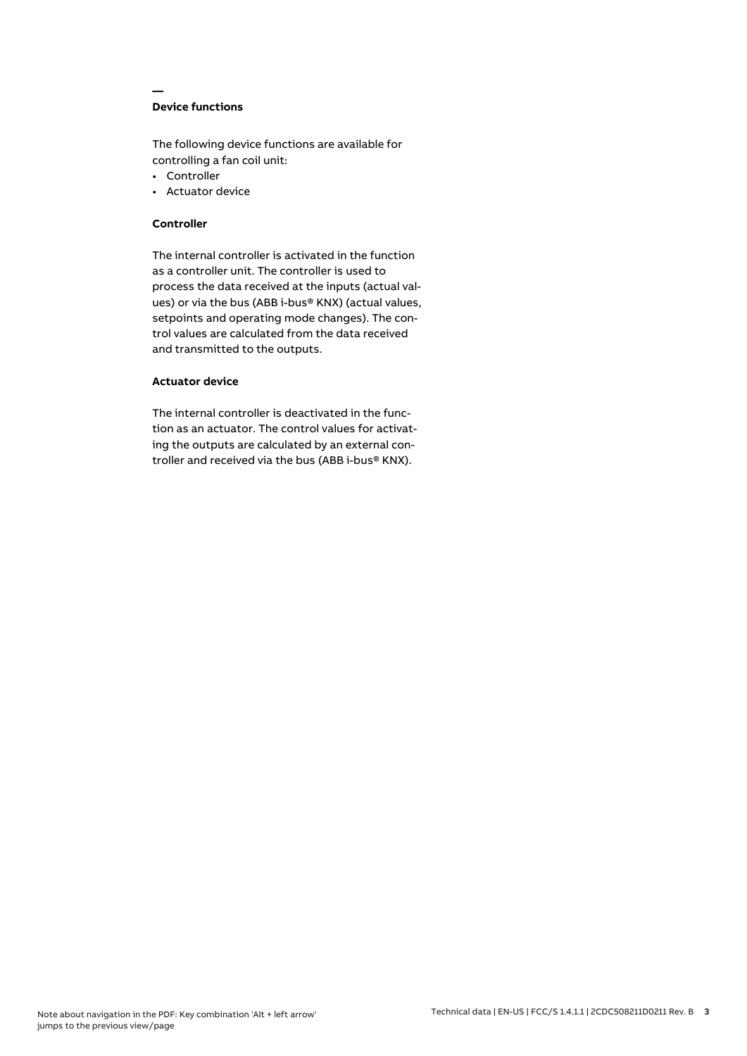## Device functions

The following device functions are available for controlling a fan coil unit:

- Controller
- Actuator device

### Controller

The internal controller is activated in the function as a controller unit. The controller is used to process the data received at the inputs (actual values) or via the bus (ABB i-bus® KNX) (actual values, setpoints and operating mode changes). The control values are calculated from the data received and transmitted to the outputs.

### Actuator device

The internal controller is deactivated in the function as an actuator. The control values for activating the outputs are calculated by an external controller and received via the bus (ABB i-bus® KNX).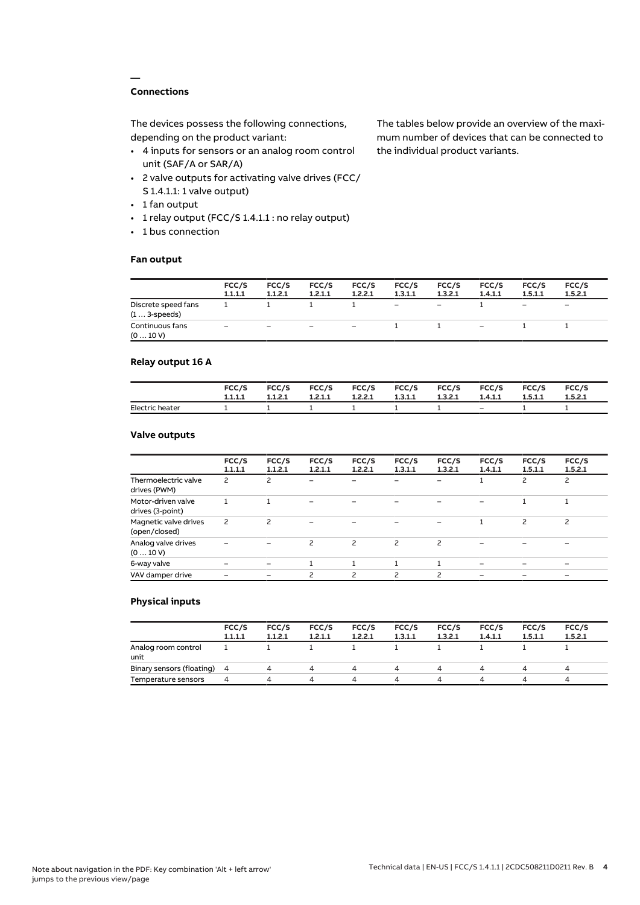## Connections

The devices possess the following connections, depending on the product variant:

- 4 inputs for sensors or an analog room control unit (SAF/A or SAR/A)
- 2 valve outputs for activating valve drives (FCC/S 1.4.1.1: 1 valve output)
- 1 fan output
- 1 relay output (FCC/S 1.4.1.1 : no relay output)
- 1 bus connection

The tables below provide an overview of the maximum number of devices that can be connected to the individual product variants.

### Fan output

| | FCC/S 1.1.1.1 | FCC/S 1.1.2.1 | FCC/S 1.2.1.1 | FCC/S 1.2.2.1 | FCC/S 1.3.1.1 | FCC/S 1.3.2.1 | FCC/S 1.4.1.1 | FCC/S 1.5.1.1 | FCC/S 1.5.2.1 |
|---|---|---|---|---|---|---|---|---|---|
| Discrete speed fans (1 … 3-speeds) | 1 | 1 | 1 | 1 | – | – | 1 | – | – |
| Continuous fans (0 … 10 V) | – | – | – | – | 1 | 1 | – | 1 | 1 |

### Relay output 16 A

| | FCC/S 1.1.1.1 | FCC/S 1.1.2.1 | FCC/S 1.2.1.1 | FCC/S 1.2.2.1 | FCC/S 1.3.1.1 | FCC/S 1.3.2.1 | FCC/S 1.4.1.1 | FCC/S 1.5.1.1 | FCC/S 1.5.2.1 |
|---|---|---|---|---|---|---|---|---|---|
| Electric heater | 1 | 1 | 1 | 1 | 1 | 1 | – | 1 | 1 |

### Valve outputs

| | FCC/S 1.1.1.1 | FCC/S 1.1.2.1 | FCC/S 1.2.1.1 | FCC/S 1.2.2.1 | FCC/S 1.3.1.1 | FCC/S 1.3.2.1 | FCC/S 1.4.1.1 | FCC/S 1.5.1.1 | FCC/S 1.5.2.1 |
|---|---|---|---|---|---|---|---|---|---|
| Thermoelectric valve drives (PWM) | 2 | 2 | – | – | – | – | 1 | 2 | 2 |
| Motor-driven valve drives (3-point) | 1 | 1 | – | – | – | – | – | 1 | 1 |
| Magnetic valve drives (open/closed) | 2 | 2 | – | – | – | – | 1 | 2 | 2 |
| Analog valve drives (0 … 10 V) | – | – | 2 | 2 | 2 | 2 | – | – | – |
| 6-way valve | – | – | 1 | 1 | 1 | 1 | – | – | – |
| VAV damper drive | – | – | 2 | 2 | 2 | 2 | – | – | – |

### Physical inputs

| | FCC/S 1.1.1.1 | FCC/S 1.1.2.1 | FCC/S 1.2.1.1 | FCC/S 1.2.2.1 | FCC/S 1.3.1.1 | FCC/S 1.3.2.1 | FCC/S 1.4.1.1 | FCC/S 1.5.1.1 | FCC/S 1.5.2.1 |
|---|---|---|---|---|---|---|---|---|---|
| Analog room control unit | 1 | 1 | 1 | 1 | 1 | 1 | 1 | 1 | 1 |
| Binary sensors (floating) | 4 | 4 | 4 | 4 | 4 | 4 | 4 | 4 | 4 |
| Temperature sensors | 4 | 4 | 4 | 4 | 4 | 4 | 4 | 4 | 4 |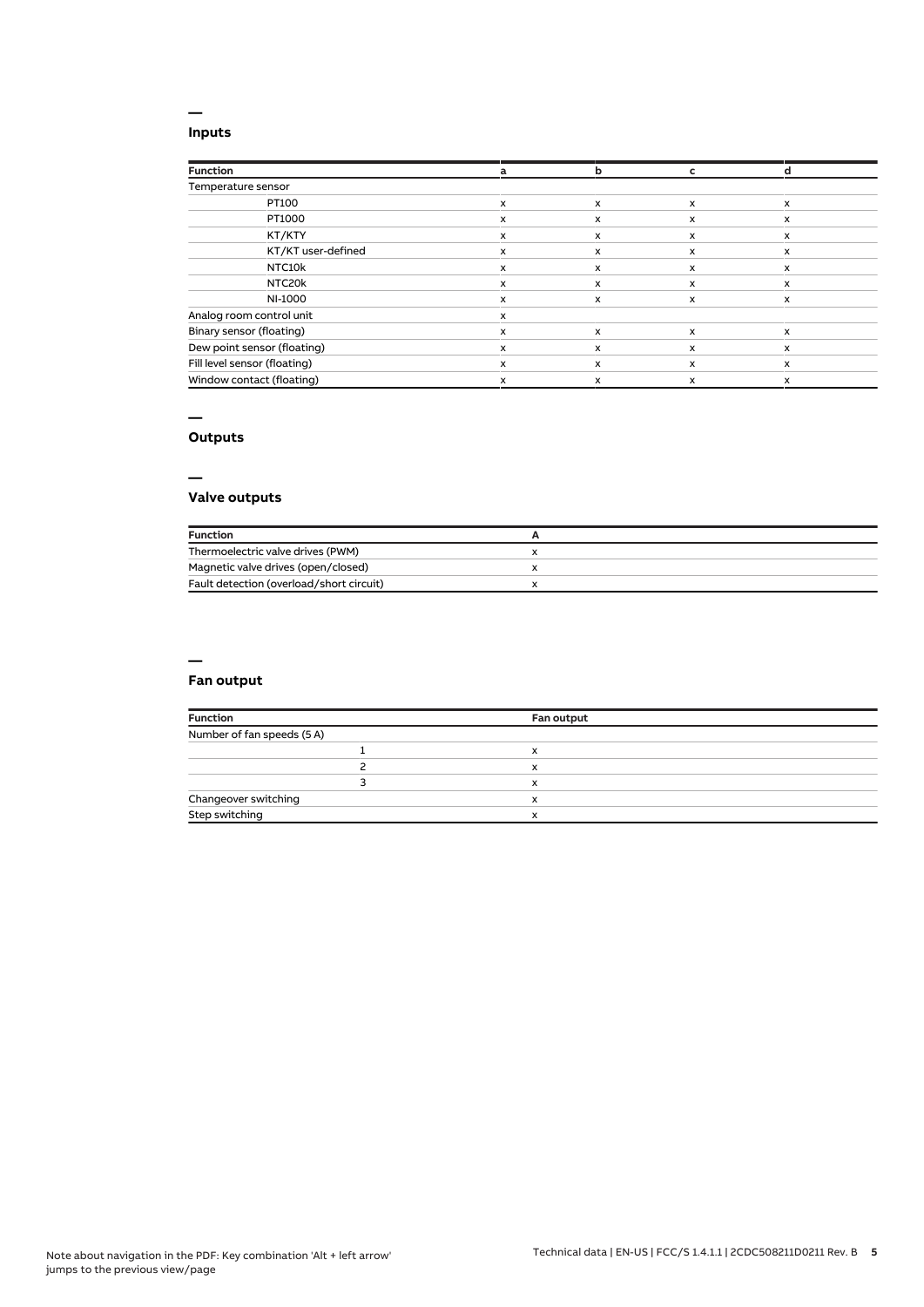## Inputs

| Function | a | b | c | d |
|---|---|---|---|---|
| Temperature sensor | | | | |
| PT100 | x | x | x | x |
| PT1000 | x | x | x | x |
| KT/KTY | x | x | x | x |
| KT/KT user-defined | x | x | x | x |
| NTC10k | x | x | x | x |
| NTC20k | x | x | x | x |
| NI-1000 | x | x | x | x |
| Analog room control unit | x | | | |
| Binary sensor (floating) | x | x | x | x |
| Dew point sensor (floating) | x | x | x | x |
| Fill level sensor (floating) | x | x | x | x |
| Window contact (floating) | x | x | x | x |

## Outputs

### Valve outputs

| Function | A |
|---|---|
| Thermoelectric valve drives (PWM) | x |
| Magnetic valve drives (open/closed) | x |
| Fault detection (overload/short circuit) | x |

### Fan output

| Function | Fan output |
|---|---|
| Number of fan speeds (5 A) | |
| 1 | x |
| 2 | x |
| 3 | x |
| Changeover switching | x |
| Step switching | x |

Note about navigation in the PDF: Key combination 'Alt + left arrow' jumps to the previous view/page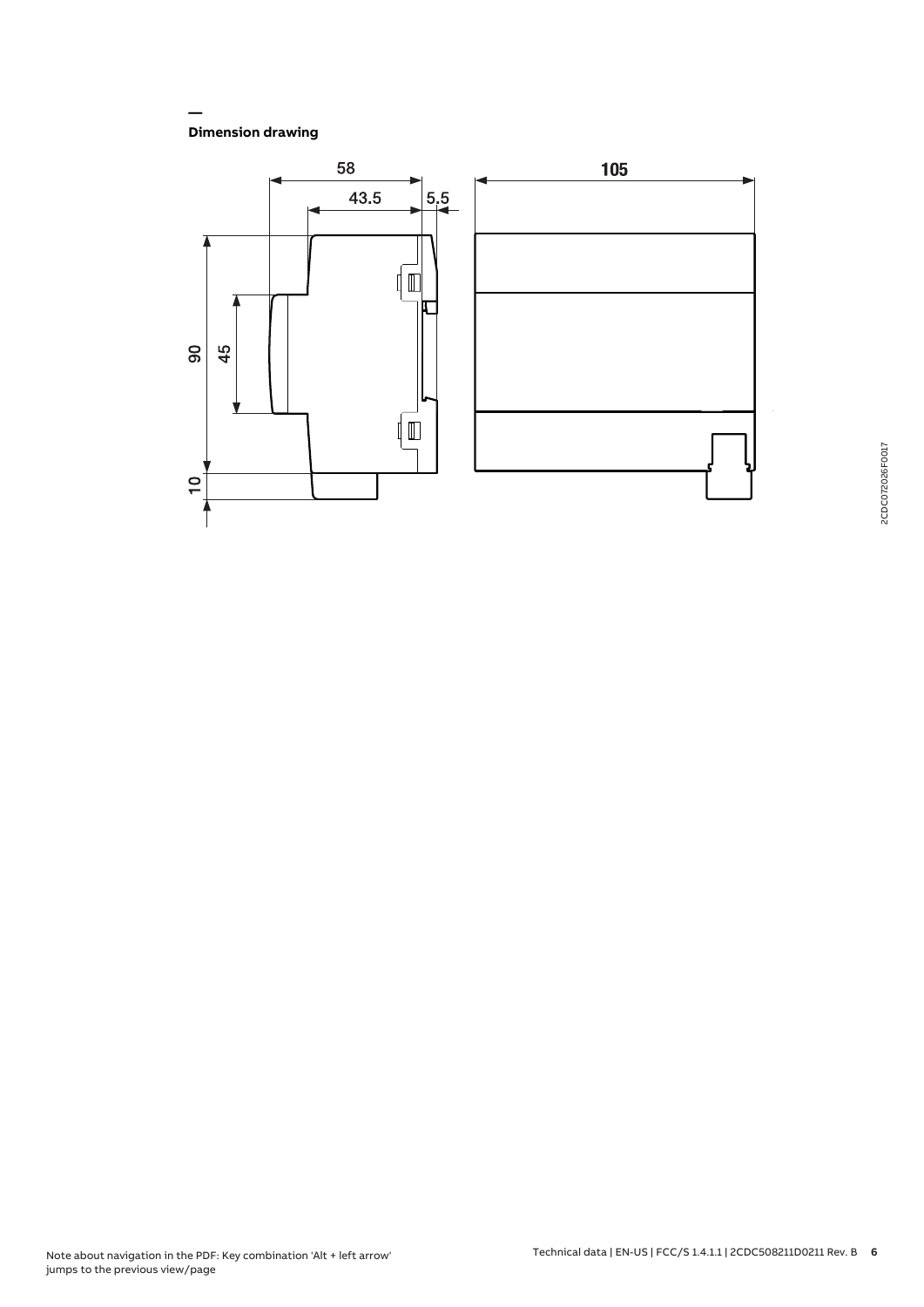## Dimension drawing

58

43.5

5.5

105

90

45

10

2CDC072026F0017

Note about navigation in the PDF: Key combination 'Alt + left arrow' jumps to the previous view/page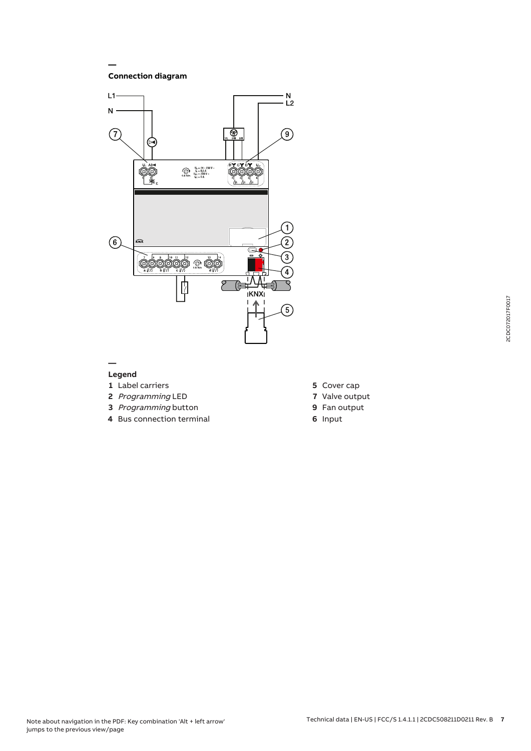## Connection diagram

## Legend

**1** Label carriers

**2** *Programming* LED

**3** *Programming* button

**4** Bus connection terminal

**5** Cover cap

**7** Valve output

**9** Fan output

**6** Input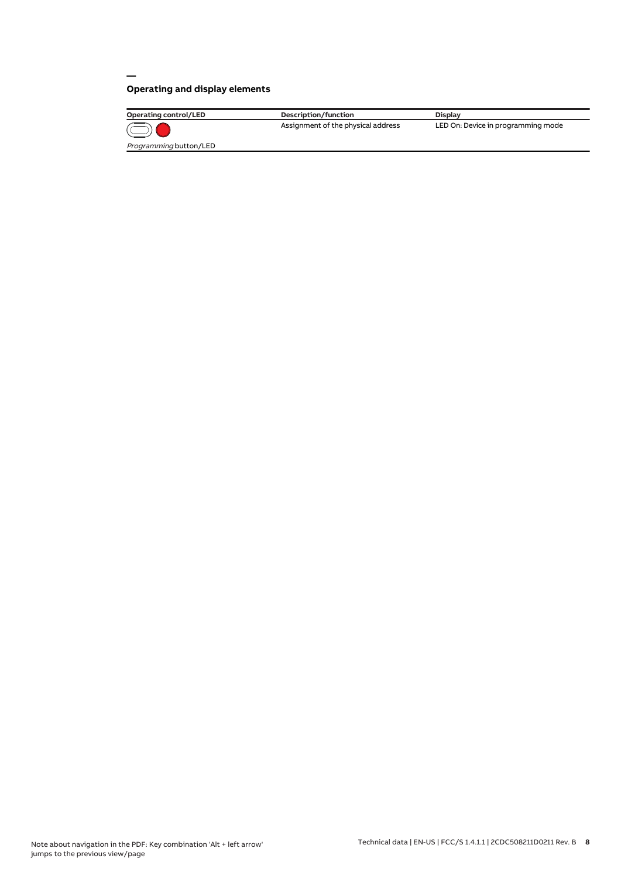## Operating and display elements

| Operating control/LED | Description/function | Display |
| --- | --- | --- |
| *Programming* button/LED | Assignment of the physical address | LED On: Device in programming mode |

Note about navigation in the PDF: Key combination 'Alt + left arrow' jumps to the previous view/page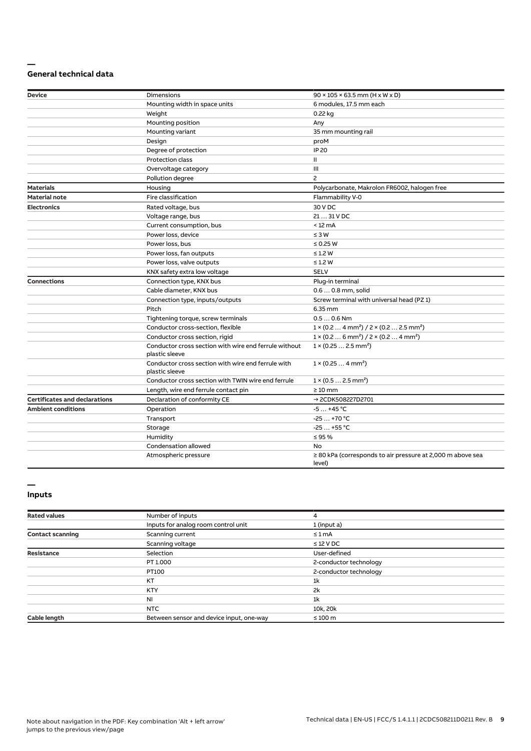## General technical data

| | | |
|---|---|---|
| **Device** | Dimensions | 90 × 105 × 63.5 mm (H x W x D) |
| | Mounting width in space units | 6 modules, 17.5 mm each |
| | Weight | 0.22 kg |
| | Mounting position | Any |
| | Mounting variant | 35 mm mounting rail |
| | Design | proM |
| | Degree of protection | IP 20 |
| | Protection class | II |
| | Overvoltage category | III |
| | Pollution degree | 2 |
| **Materials** | Housing | Polycarbonate, Makrolon FR6002, halogen free |
| **Material note** | Fire classification | Flammability V-0 |
| **Electronics** | Rated voltage, bus | 30 V DC |
| | Voltage range, bus | 21 … 31 V DC |
| | Current consumption, bus | < 12 mA |
| | Power loss, device | ≤ 3 W |
| | Power loss, bus | ≤ 0.25 W |
| | Power loss, fan outputs | ≤ 1.2 W |
| | Power loss, valve outputs | ≤ 1.2 W |
| | KNX safety extra low voltage | SELV |
| **Connections** | Connection type, KNX bus | Plug-in terminal |
| | Cable diameter, KNX bus | 0.6 … 0.8 mm, solid |
| | Connection type, inputs/outputs | Screw terminal with universal head (PZ 1) |
| | Pitch | 6.35 mm |
| | Tightening torque, screw terminals | 0.5 … 0.6 Nm |
| | Conductor cross-section, flexible | 1 × (0.2 … 4 mm²) / 2 × (0.2 … 2.5 mm²) |
| | Conductor cross section, rigid | 1 × (0.2 … 6 mm²) / 2 × (0.2 … 4 mm²) |
| | Conductor cross section with wire end ferrule without plastic sleeve | 1 × (0.25 … 2.5 mm²) |
| | Conductor cross section with wire end ferrule with plastic sleeve | 1 × (0.25 … 4 mm²) |
| | Conductor cross section with TWIN wire end ferrule | 1 × (0.5 … 2.5 mm²) |
| | Length, wire end ferrule contact pin | ≥ 10 mm |
| **Certificates and declarations** | Declaration of conformity CE | → 2CDK508227D2701 |
| **Ambient conditions** | Operation | -5 … +45 °C |
| | Transport | -25 … +70 °C |
| | Storage | -25 … +55 °C |
| | Humidity | ≤ 95 % |
| | Condensation allowed | No |
| | Atmospheric pressure | ≥ 80 kPa (corresponds to air pressure at 2,000 m above sea level) |

## Inputs

| | | |
|---|---|---|
| **Rated values** | Number of inputs | 4 |
| | Inputs for analog room control unit | 1 (input a) |
| **Contact scanning** | Scanning current | ≤ 1 mA |
| | Scanning voltage | ≤ 12 V DC |
| **Resistance** | Selection | User-defined |
| | PT 1.000 | 2-conductor technology |
| | PT100 | 2-conductor technology |
| | KT | 1k |
| | KTY | 2k |
| | NI | 1k |
| | NTC | 10k, 20k |
| **Cable length** | Between sensor and device input, one-way | ≤ 100 m |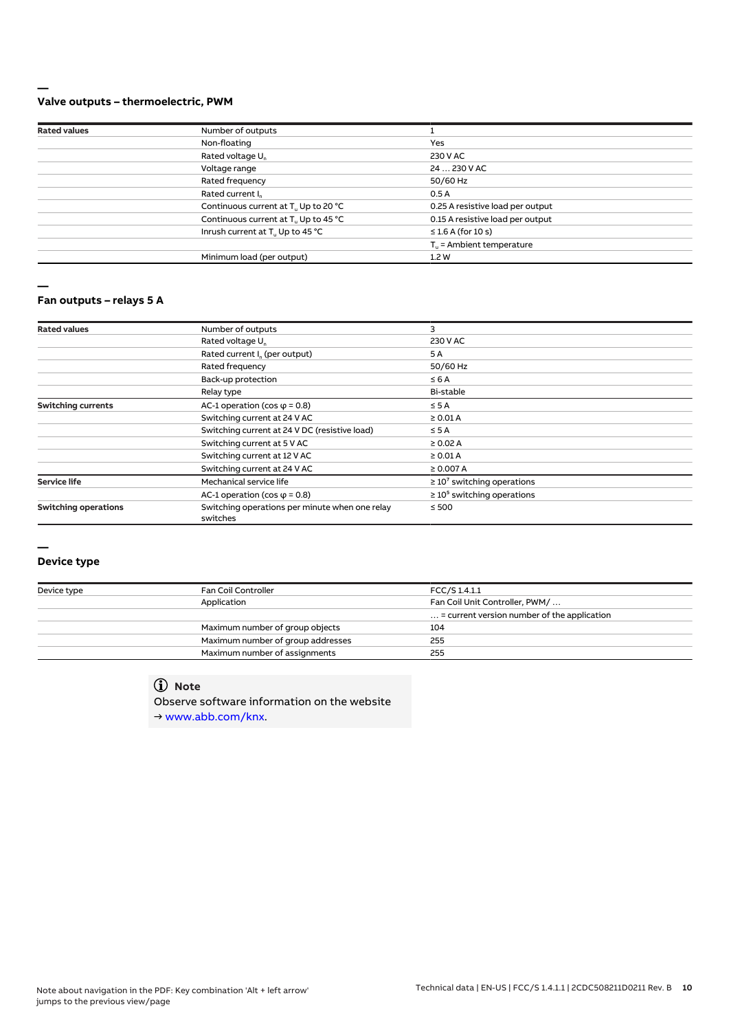## Valve outputs – thermoelectric, PWM

| Rated values | Number of outputs | 1 |
|---|---|---|
| | Non-floating | Yes |
| | Rated voltage $U_n$ | 230 V AC |
| | Voltage range | 24 … 230 V AC |
| | Rated frequency | 50/60 Hz |
| | Rated current $I_n$ | 0.5 A |
| | Continuous current at $T_u$ Up to 20 °C | 0.25 A resistive load per output |
| | Continuous current at $T_u$ Up to 45 °C | 0.15 A resistive load per output |
| | Inrush current at $T_u$ Up to 45 °C | ≤ 1.6 A (for 10 s) |
| | | $T_u$ = Ambient temperature |
| | Minimum load (per output) | 1.2 W |

## Fan outputs – relays 5 A

| Rated values | Number of outputs | 3 |
|---|---|---|
| | Rated voltage $U_n$ | 230 V AC |
| | Rated current $I_n$ (per output) | 5 A |
| | Rated frequency | 50/60 Hz |
| | Back-up protection | ≤ 6 A |
| | Relay type | Bi-stable |
| **Switching currents** | AC-1 operation (cos φ = 0.8) | ≤ 5 A |
| | Switching current at 24 V AC | ≥ 0.01 A |
| | Switching current at 24 V DC (resistive load) | ≤ 5 A |
| | Switching current at 5 V AC | ≥ 0.02 A |
| | Switching current at 12 V AC | ≥ 0.01 A |
| | Switching current at 24 V AC | ≥ 0.007 A |
| **Service life** | Mechanical service life | ≥ $10^7$ switching operations |
| | AC-1 operation (cos φ = 0.8) | ≥ $10^5$ switching operations |
| **Switching operations** | Switching operations per minute when one relay switches | ≤ 500 |

## Device type

| Device type | Fan Coil Controller | FCC/S 1.4.1.1 |
|---|---|---|
| | Application | Fan Coil Unit Controller, PWM/ … |
| | | … = current version number of the application |
| | Maximum number of group objects | 104 |
| | Maximum number of group addresses | 255 |
| | Maximum number of assignments | 255 |

**Note**

Observe software information on the website
→ www.abb.com/knx.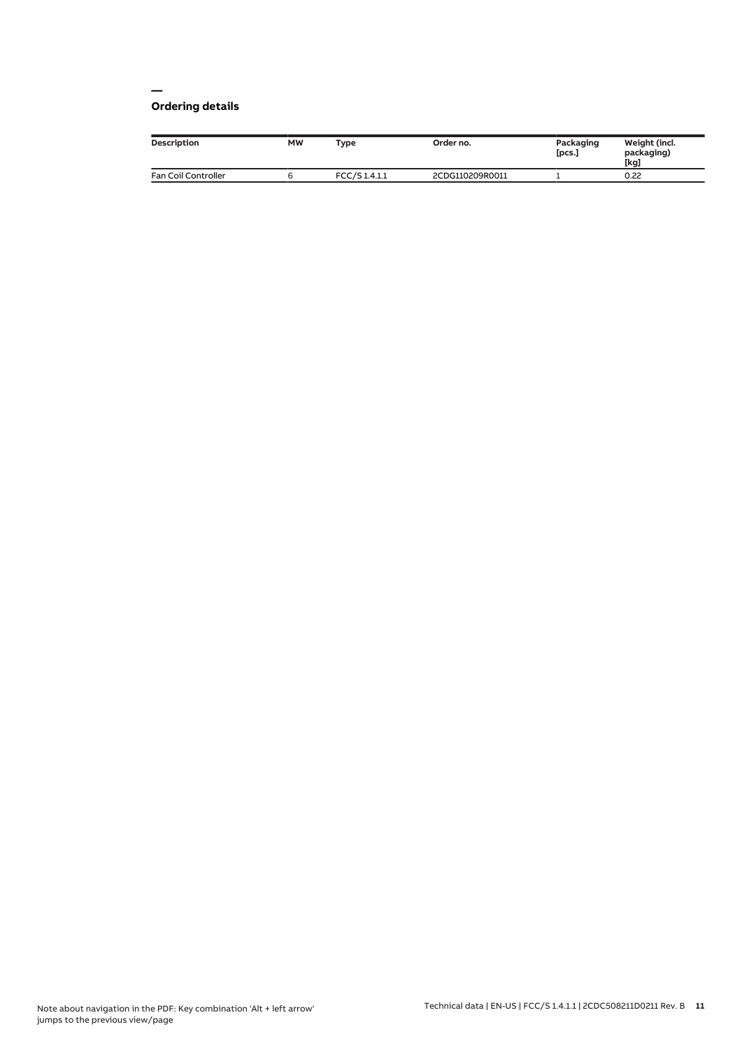## Ordering details

| Description | MW | Type | Order no. | Packaging [pcs.] | Weight (incl. packaging) [kg] |
|---|---|---|---|---|---|
| Fan Coil Controller | 6 | FCC/S 1.4.1.1 | 2CDG110209R0011 | 1 | 0.22 |

Note about navigation in the PDF: Key combination 'Alt + left arrow' jumps to the previous view/page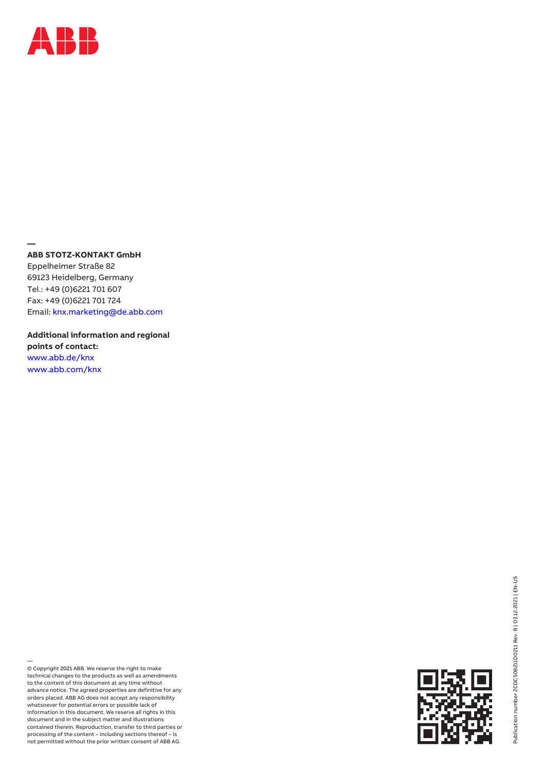—

**ABB STOTZ-KONTAKT GmbH**
Eppelheimer Straße 82
69123 Heidelberg, Germany
Tel.: +49 (0)6221 701 607
Fax: +49 (0)6221 701 724
Email: knx.marketing@de.abb.com

**Additional information and regional points of contact:**
www.abb.de/knx
www.abb.com/knx

—
© Copyright 2021 ABB. We reserve the right to make technical changes to the products as well as amendments to the content of this document at any time without advance notice. The agreed properties are definitive for any orders placed. ABB AG does not accept any responsibility whatsoever for potential errors or possible lack of information in this document. We reserve all rights in this document and in the subject matter and illustrations contained therein. Reproduction, transfer to third parties or processing of the content – including sections thereof – is not permitted without the prior written consent of ABB AG.

Publication number 2CDC508211D0211 Rev. B | 03.12.2021 | EN-US